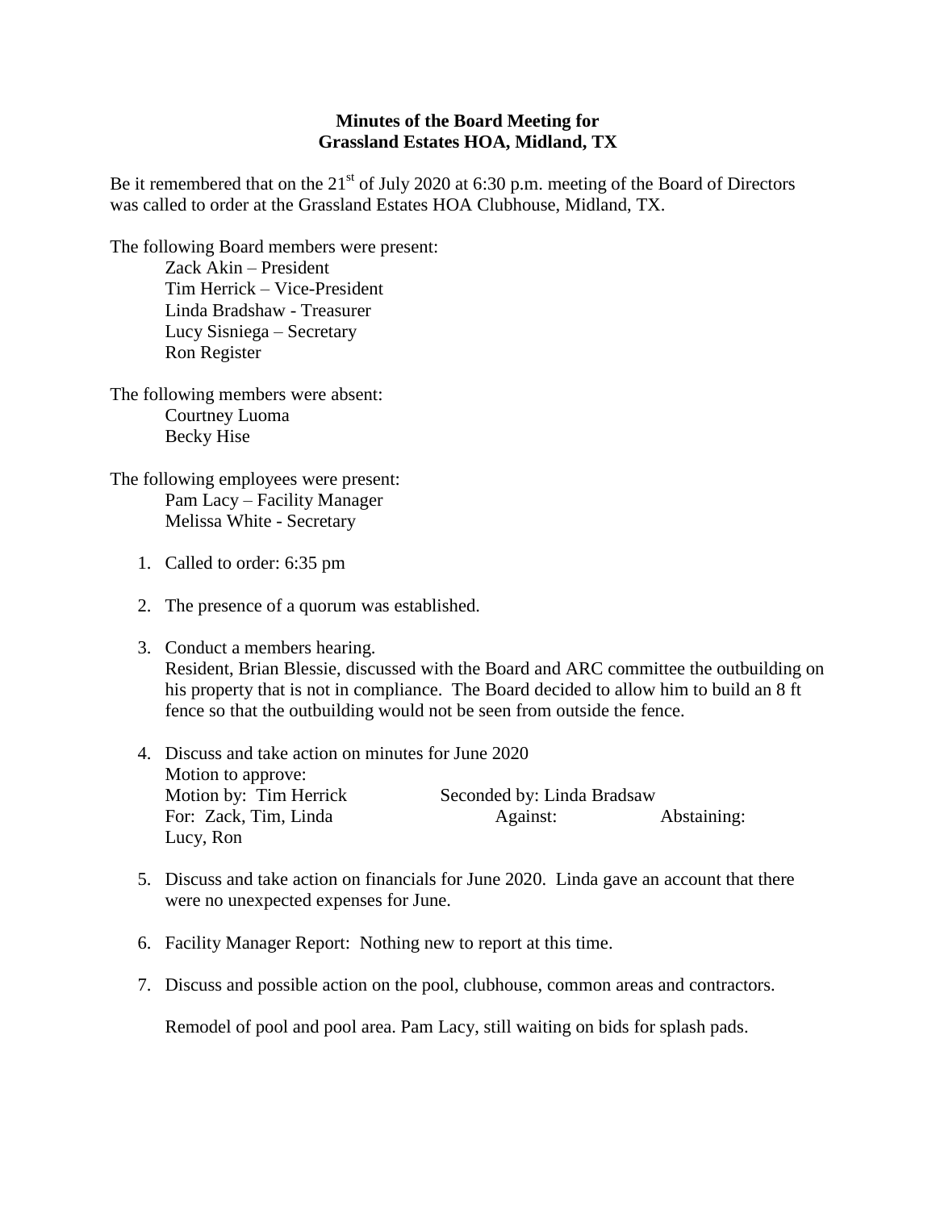**Minutes of the Board Meeting for**
**Grassland Estates HOA, Midland, TX**

Be it remembered that on the 21st of July 2020 at 6:30 p.m. meeting of the Board of Directors was called to order at the Grassland Estates HOA Clubhouse, Midland, TX.

The following Board members were present:

- Zack Akin – President
- Tim Herrick – Vice-President
- Linda Bradshaw - Treasurer
- Lucy Sisniega – Secretary
- Ron Register

The following members were absent:

- Courtney Luoma
- Becky Hise

The following employees were present:

- Pam Lacy – Facility Manager
- Melissa White - Secretary

1. Called to order: 6:35 pm

2. The presence of a quorum was established.

3. Conduct a members hearing.
   Resident, Brian Blessie, discussed with the Board and ARC committee the outbuilding on his property that is not in compliance. The Board decided to allow him to build an 8 ft fence so that the outbuilding would not be seen from outside the fence.

4. Discuss and take action on minutes for June 2020
   Motion to approve:
   Motion by: Tim Herrick　　Seconded by: Linda Bradsaw
   For: Zack, Tim, Linda　　Against:　　Abstaining:
   Lucy, Ron

5. Discuss and take action on financials for June 2020. Linda gave an account that there were no unexpected expenses for June.

6. Facility Manager Report: Nothing new to report at this time.

7. Discuss and possible action on the pool, clubhouse, common areas and contractors.

   Remodel of pool and pool area. Pam Lacy, still waiting on bids for splash pads.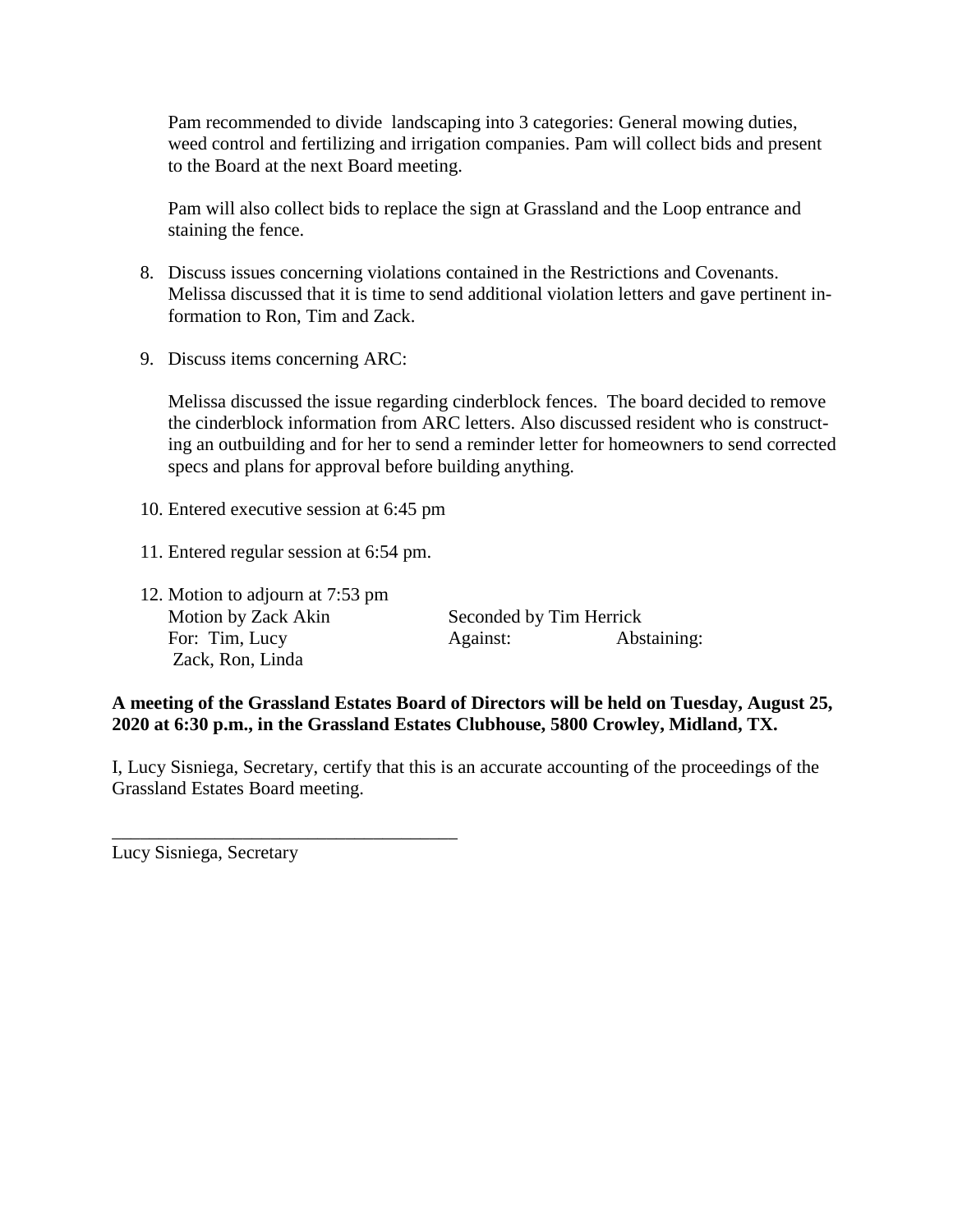Pam recommended to divide landscaping into 3 categories: General mowing duties, weed control and fertilizing and irrigation companies. Pam will collect bids and present to the Board at the next Board meeting.

Pam will also collect bids to replace the sign at Grassland and the Loop entrance and staining the fence.

8. Discuss issues concerning violations contained in the Restrictions and Covenants. Melissa discussed that it is time to send additional violation letters and gave pertinent information to Ron, Tim and Zack.

9. Discuss items concerning ARC:

   Melissa discussed the issue regarding cinderblock fences. The board decided to remove the cinderblock information from ARC letters. Also discussed resident who is constructing an outbuilding and for her to send a reminder letter for homeowners to send corrected specs and plans for approval before building anything.

10. Entered executive session at 6:45 pm

11. Entered regular session at 6:54 pm.

12. Motion to adjourn at 7:53 pm

| | | |
|---|---|---|
| Motion by Zack Akin | Seconded by Tim Herrick | |
| For: Tim, Lucy Zack, Ron, Linda | Against: | Abstaining: |

**A meeting of the Grassland Estates Board of Directors will be held on Tuesday, August 25, 2020 at 6:30 p.m., in the Grassland Estates Clubhouse, 5800 Crowley, Midland, TX.**

I, Lucy Sisniega, Secretary, certify that this is an accurate accounting of the proceedings of the Grassland Estates Board meeting.

______________________________________
Lucy Sisniega, Secretary